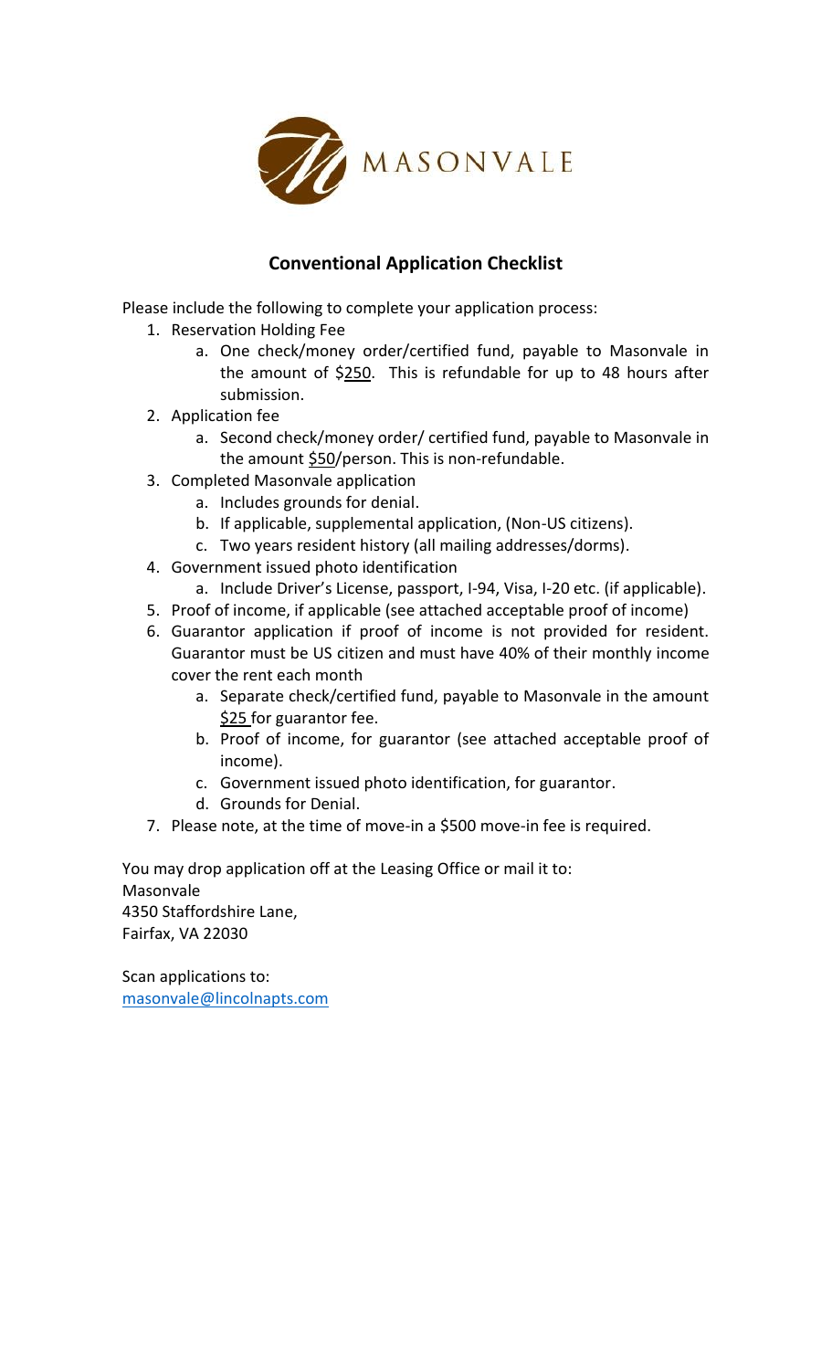MASONVALE

## Conventional Application Checklist

Please include the following to complete your application process:

1. Reservation Holding Fee
   a. One check/money order/certified fund, payable to Masonvale in the amount of $250. This is refundable for up to 48 hours after submission.
2. Application fee
   a. Second check/money order/ certified fund, payable to Masonvale in the amount $50/person. This is non-refundable.
3. Completed Masonvale application
   a. Includes grounds for denial.
   b. If applicable, supplemental application, (Non-US citizens).
   c. Two years resident history (all mailing addresses/dorms).
4. Government issued photo identification
   a. Include Driver's License, passport, I-94, Visa, I-20 etc. (if applicable).
5. Proof of income, if applicable (see attached acceptable proof of income)
6. Guarantor application if proof of income is not provided for resident. Guarantor must be US citizen and must have 40% of their monthly income cover the rent each month
   a. Separate check/certified fund, payable to Masonvale in the amount $25 for guarantor fee.
   b. Proof of income, for guarantor (see attached acceptable proof of income).
   c. Government issued photo identification, for guarantor.
   d. Grounds for Denial.
7. Please note, at the time of move-in a $500 move-in fee is required.

You may drop application off at the Leasing Office or mail it to:
Masonvale
4350 Staffordshire Lane,
Fairfax, VA 22030

Scan applications to:
masonvale@lincolnapts.com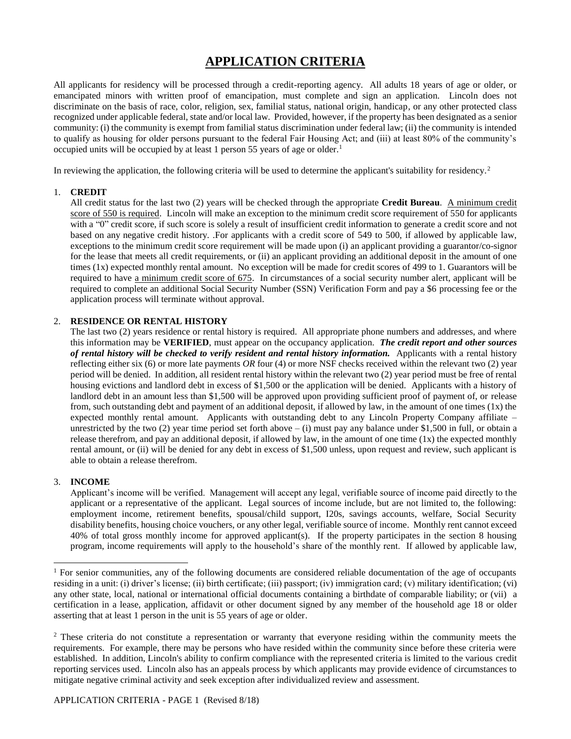# APPLICATION CRITERIA

All applicants for residency will be processed through a credit-reporting agency. All adults 18 years of age or older, or emancipated minors with written proof of emancipation, must complete and sign an application. Lincoln does not discriminate on the basis of race, color, religion, sex, familial status, national origin, handicap, or any other protected class recognized under applicable federal, state and/or local law. Provided, however, if the property has been designated as a senior community: (i) the community is exempt from familial status discrimination under federal law; (ii) the community is intended to qualify as housing for older persons pursuant to the federal Fair Housing Act; and (iii) at least 80% of the community's occupied units will be occupied by at least 1 person 55 years of age or older.[1]

In reviewing the application, the following criteria will be used to determine the applicant's suitability for residency.[2]

1. **CREDIT**
   All credit status for the last two (2) years will be checked through the appropriate **Credit Bureau**. <u>A minimum credit score of 550 is required</u>. Lincoln will make an exception to the minimum credit score requirement of 550 for applicants with a "0" credit score, if such score is solely a result of insufficient credit information to generate a credit score and not based on any negative credit history. .For applicants with a credit score of 549 to 500, if allowed by applicable law, exceptions to the minimum credit score requirement will be made upon (i) an applicant providing a guarantor/co-signor for the lease that meets all credit requirements, or (ii) an applicant providing an additional deposit in the amount of one times (1x) expected monthly rental amount. No exception will be made for credit scores of 499 to 1. Guarantors will be required to have <u>a minimum credit score of 675</u>. In circumstances of a social security number alert, applicant will be required to complete an additional Social Security Number (SSN) Verification Form and pay a $6 processing fee or the application process will terminate without approval.

2. **RESIDENCE OR RENTAL HISTORY**
   The last two (2) years residence or rental history is required. All appropriate phone numbers and addresses, and where this information may be **VERIFIED**, must appear on the occupancy application. ***The credit report and other sources of rental history will be checked to verify resident and rental history information.*** Applicants with a rental history reflecting either six (6) or more late payments *OR* four (4) or more NSF checks received within the relevant two (2) year period will be denied. In addition, all resident rental history within the relevant two (2) year period must be free of rental housing evictions and landlord debt in excess of $1,500 or the application will be denied. Applicants with a history of landlord debt in an amount less than $1,500 will be approved upon providing sufficient proof of payment of, or release from, such outstanding debt and payment of an additional deposit, if allowed by law, in the amount of one times (1x) the expected monthly rental amount. Applicants with outstanding debt to any Lincoln Property Company affiliate – unrestricted by the two (2) year time period set forth above – (i) must pay any balance under $1,500 in full, or obtain a release therefrom, and pay an additional deposit, if allowed by law, in the amount of one time (1x) the expected monthly rental amount, or (ii) will be denied for any debt in excess of $1,500 unless, upon request and review, such applicant is able to obtain a release therefrom.

3. **INCOME**
   Applicant's income will be verified. Management will accept any legal, verifiable source of income paid directly to the applicant or a representative of the applicant. Legal sources of income include, but are not limited to, the following: employment income, retirement benefits, spousal/child support, I20s, savings accounts, welfare, Social Security disability benefits, housing choice vouchers, or any other legal, verifiable source of income. Monthly rent cannot exceed 40% of total gross monthly income for approved applicant(s). If the property participates in the section 8 housing program, income requirements will apply to the household's share of the monthly rent. If allowed by applicable law,

---

[1] For senior communities, any of the following documents are considered reliable documentation of the age of occupants residing in a unit: (i) driver's license; (ii) birth certificate; (iii) passport; (iv) immigration card; (v) military identification; (vi) any other state, local, national or international official documents containing a birthdate of comparable liability; or (vii) a certification in a lease, application, affidavit or other document signed by any member of the household age 18 or older asserting that at least 1 person in the unit is 55 years of age or older.

[2] These criteria do not constitute a representation or warranty that everyone residing within the community meets the requirements. For example, there may be persons who have resided within the community since before these criteria were established. In addition, Lincoln's ability to confirm compliance with the represented criteria is limited to the various credit reporting services used. Lincoln also has an appeals process by which applicants may provide evidence of circumstances to mitigate negative criminal activity and seek exception after individualized review and assessment.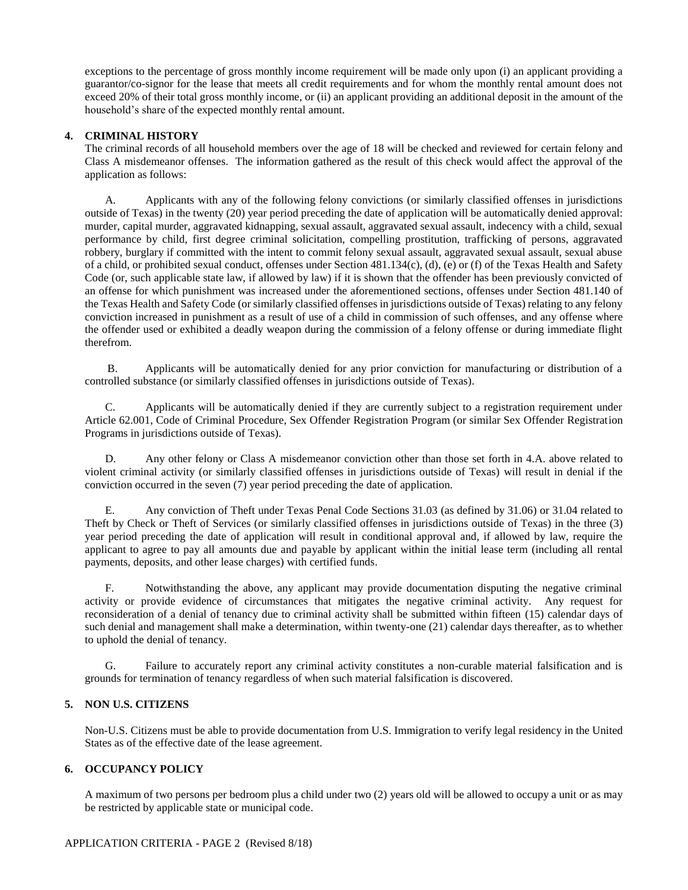exceptions to the percentage of gross monthly income requirement will be made only upon (i) an applicant providing a guarantor/co-signor for the lease that meets all credit requirements and for whom the monthly rental amount does not exceed 20% of their total gross monthly income, or (ii) an applicant providing an additional deposit in the amount of the household's share of the expected monthly rental amount.

**4. CRIMINAL HISTORY**

The criminal records of all household members over the age of 18 will be checked and reviewed for certain felony and Class A misdemeanor offenses. The information gathered as the result of this check would affect the approval of the application as follows:

A. Applicants with any of the following felony convictions (or similarly classified offenses in jurisdictions outside of Texas) in the twenty (20) year period preceding the date of application will be automatically denied approval: murder, capital murder, aggravated kidnapping, sexual assault, aggravated sexual assault, indecency with a child, sexual performance by child, first degree criminal solicitation, compelling prostitution, trafficking of persons, aggravated robbery, burglary if committed with the intent to commit felony sexual assault, aggravated sexual assault, sexual abuse of a child, or prohibited sexual conduct, offenses under Section 481.134(c), (d), (e) or (f) of the Texas Health and Safety Code (or, such applicable state law, if allowed by law) if it is shown that the offender has been previously convicted of an offense for which punishment was increased under the aforementioned sections, offenses under Section 481.140 of the Texas Health and Safety Code (or similarly classified offenses in jurisdictions outside of Texas) relating to any felony conviction increased in punishment as a result of use of a child in commission of such offenses, and any offense where the offender used or exhibited a deadly weapon during the commission of a felony offense or during immediate flight therefrom.

B. Applicants will be automatically denied for any prior conviction for manufacturing or distribution of a controlled substance (or similarly classified offenses in jurisdictions outside of Texas).

C. Applicants will be automatically denied if they are currently subject to a registration requirement under Article 62.001, Code of Criminal Procedure, Sex Offender Registration Program (or similar Sex Offender Registration Programs in jurisdictions outside of Texas).

D. Any other felony or Class A misdemeanor conviction other than those set forth in 4.A. above related to violent criminal activity (or similarly classified offenses in jurisdictions outside of Texas) will result in denial if the conviction occurred in the seven (7) year period preceding the date of application.

E. Any conviction of Theft under Texas Penal Code Sections 31.03 (as defined by 31.06) or 31.04 related to Theft by Check or Theft of Services (or similarly classified offenses in jurisdictions outside of Texas) in the three (3) year period preceding the date of application will result in conditional approval and, if allowed by law, require the applicant to agree to pay all amounts due and payable by applicant within the initial lease term (including all rental payments, deposits, and other lease charges) with certified funds.

F. Notwithstanding the above, any applicant may provide documentation disputing the negative criminal activity or provide evidence of circumstances that mitigates the negative criminal activity. Any request for reconsideration of a denial of tenancy due to criminal activity shall be submitted within fifteen (15) calendar days of such denial and management shall make a determination, within twenty-one (21) calendar days thereafter, as to whether to uphold the denial of tenancy.

G. Failure to accurately report any criminal activity constitutes a non-curable material falsification and is grounds for termination of tenancy regardless of when such material falsification is discovered.

**5. NON U.S. CITIZENS**

Non-U.S. Citizens must be able to provide documentation from U.S. Immigration to verify legal residency in the United States as of the effective date of the lease agreement.

**6. OCCUPANCY POLICY**

A maximum of two persons per bedroom plus a child under two (2) years old will be allowed to occupy a unit or as may be restricted by applicable state or municipal code.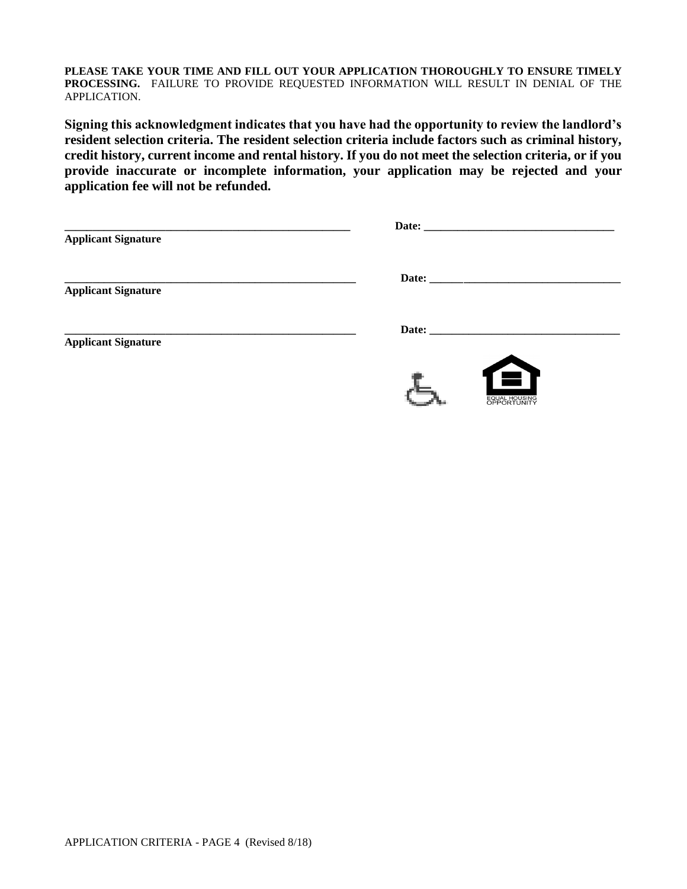**PLEASE TAKE YOUR TIME AND FILL OUT YOUR APPLICATION THOROUGHLY TO ENSURE TIMELY PROCESSING.** FAILURE TO PROVIDE REQUESTED INFORMATION WILL RESULT IN DENIAL OF THE APPLICATION.

**Signing this acknowledgment indicates that you have had the opportunity to review the landlord's resident selection criteria. The resident selection criteria include factors such as criminal history, credit history, current income and rental history. If you do not meet the selection criteria, or if you provide inaccurate or incomplete information, your application may be rejected and your application fee will not be refunded.**

_____________________________________________________ **Date:** ___________________________________

**Applicant Signature**

_____________________________________________________ **Date:** ___________________________________

**Applicant Signature**

_____________________________________________________ **Date:** ___________________________________

**Applicant Signature**

EQUAL HOUSING OPPORTUNITY

APPLICATION CRITERIA - PAGE 4 (Revised 8/18)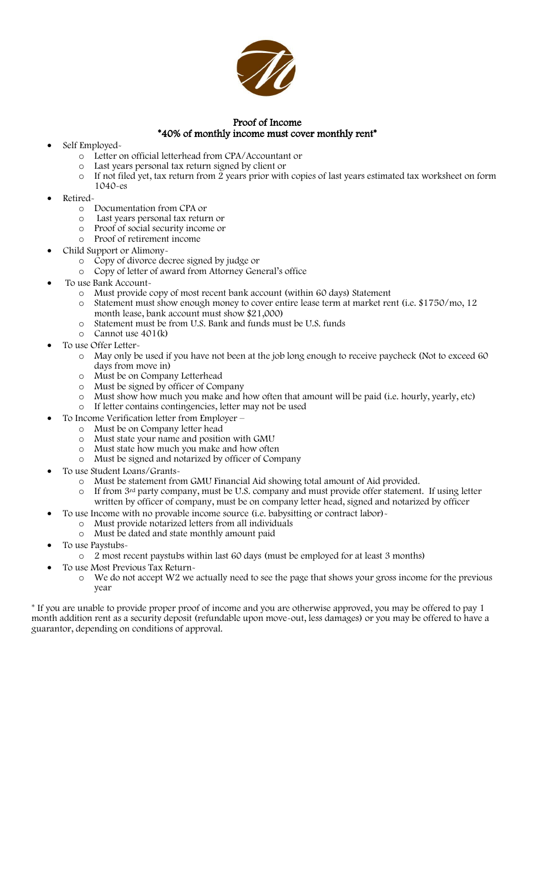## Proof of Income
## *40% of monthly income must cover monthly rent*

- Self Employed-
  - Letter on official letterhead from CPA/Accountant or
  - Last years personal tax return signed by client or
  - If not filed yet, tax return from 2 years prior with copies of last years estimated tax worksheet on form 1040-es
- Retired-
  - Documentation from CPA or
  - Last years personal tax return or
  - Proof of social security income or
  - Proof of retirement income
- Child Support or Alimony-
  - Copy of divorce decree signed by judge or
  - Copy of letter of award from Attorney General's office
- To use Bank Account-
  - Must provide copy of most recent bank account (within 60 days) Statement
  - Statement must show enough money to cover entire lease term at market rent (i.e. $1750/mo, 12 month lease, bank account must show $21,000)
  - Statement must be from U.S. Bank and funds must be U.S. funds
  - Cannot use 401(k)
- To use Offer Letter-
  - May only be used if you have not been at the job long enough to receive paycheck (Not to exceed 60 days from move in)
  - Must be on Company Letterhead
  - Must be signed by officer of Company
  - Must show how much you make and how often that amount will be paid (i.e. hourly, yearly, etc)
  - If letter contains contingencies, letter may not be used
- To Income Verification letter from Employer –
  - Must be on Company letter head
  - Must state your name and position with GMU
  - Must state how much you make and how often
  - Must be signed and notarized by officer of Company
- To use Student Loans/Grants-
  - Must be statement from GMU Financial Aid showing total amount of Aid provided.
  - If from 3rd party company, must be U.S. company and must provide offer statement. If using letter written by officer of company, must be on company letter head, signed and notarized by officer
- To use Income with no provable income source (i.e. babysitting or contract labor)-
  - Must provide notarized letters from all individuals
  - Must be dated and state monthly amount paid
- To use Paystubs-
  - 2 most recent paystubs within last 60 days (must be employed for at least 3 months)
- To use Most Previous Tax Return-
  - We do not accept W2 we actually need to see the page that shows your gross income for the previous year

* If you are unable to provide proper proof of income and you are otherwise approved, you may be offered to pay 1 month addition rent as a security deposit (refundable upon move-out, less damages) or you may be offered to have a guarantor, depending on conditions of approval.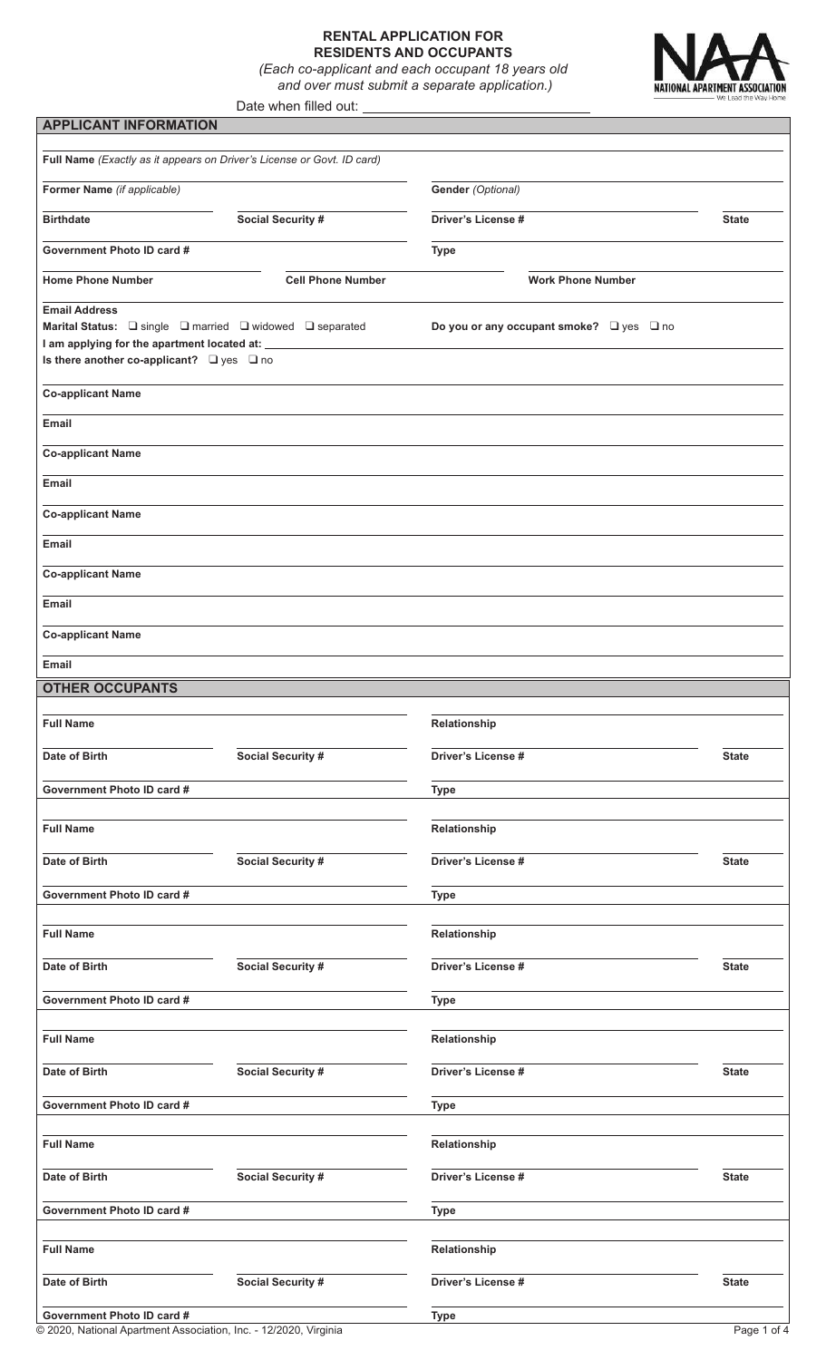# RENTAL APPLICATION FOR RESIDENTS AND OCCUPANTS

*(Each co-applicant and each occupant 18 years old and over must submit a separate application.)*

NATIONAL APARTMENT ASSOCIATION

Date when filled out: \_\_\_\_\_\_\_\_\_\_\_\_\_\_\_\_\_\_\_\_\_\_\_\_\_\_\_\_

## APPLICANT INFORMATION

**Full Name** *(Exactly as it appears on Driver's License or Govt. ID card)*

**Former Name** *(if applicable)* | **Gender** *(Optional)*

**Birthdate** | **Social Security #** | **Driver's License #** | **State**

**Government Photo ID card #** | **Type**

**Home Phone Number** | **Cell Phone Number** | **Work Phone Number**

**Email Address**

**Marital Status:** ❑ single ❑ married ❑ widowed ❑ separated

**Do you or any occupant smoke?** ❑ yes ❑ no

**I am applying for the apartment located at:** \_\_\_\_\_\_\_\_\_\_\_\_\_\_\_\_\_\_\_\_\_\_\_\_\_\_\_\_

**Is there another co-applicant?** ❑ yes ❑ no

**Co-applicant Name**

**Email**

**Co-applicant Name**

**Email**

**Co-applicant Name**

**Email**

**Co-applicant Name**

**Email**

**Co-applicant Name**

**Email**

## OTHER OCCUPANTS

**Full Name** | **Relationship**

**Date of Birth** | **Social Security #** | **Driver's License #** | **State**

**Government Photo ID card #** | **Type**

**Full Name** | **Relationship**

**Date of Birth** | **Social Security #** | **Driver's License #** | **State**

**Government Photo ID card #** | **Type**

**Full Name** | **Relationship**

**Date of Birth** | **Social Security #** | **Driver's License #** | **State**

**Government Photo ID card #** | **Type**

**Full Name** | **Relationship**

**Date of Birth** | **Social Security #** | **Driver's License #** | **State**

**Government Photo ID card #** | **Type**

**Full Name** | **Relationship**

**Date of Birth** | **Social Security #** | **Driver's License #** | **State**

**Government Photo ID card #** | **Type**

**Full Name** | **Relationship**

**Date of Birth** | **Social Security #** | **Driver's License #** | **State**

**Government Photo ID card #** | **Type**

© 2020, National Apartment Association, Inc. - 12/2020, Virginia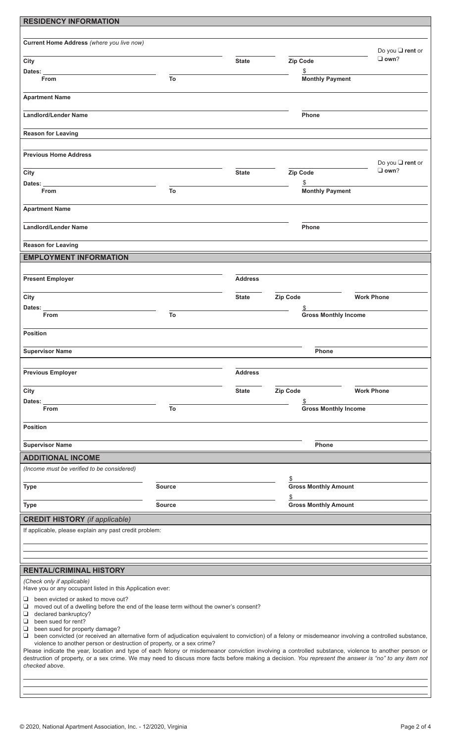## RESIDENCY INFORMATION

**Current Home Address** *(where you live now)*

**City** | **State** | **Zip Code** | Do you ❑ **rent** or ❑ **own**?

**Dates:** **From** | **To** | $ **Monthly Payment**

**Apartment Name**

**Landlord/Lender Name** | **Phone**

**Reason for Leaving**

**Previous Home Address**

**City** | **State** | **Zip Code** | Do you ❑ **rent** or ❑ **own**?

**Dates:** **From** | **To** | $ **Monthly Payment**

**Apartment Name**

**Landlord/Lender Name** | **Phone**

**Reason for Leaving**

## EMPLOYMENT INFORMATION

**Present Employer** | **Address**

**City** | **State** | **Zip Code** | **Work Phone**

**Dates:** **From** | **To** | $ **Gross Monthly Income**

**Position**

**Supervisor Name** | **Phone**

**Previous Employer** | **Address**

**City** | **State** | **Zip Code** | **Work Phone**

**Dates:** **From** | **To** | $ **Gross Monthly Income**

**Position**

**Supervisor Name** | **Phone**

## ADDITIONAL INCOME

*(Income must be verified to be considered)*

**Type** | **Source** | $ **Gross Monthly Amount**

**Type** | **Source** | $ **Gross Monthly Amount**

## CREDIT HISTORY *(if applicable)*

If applicable, please explain any past credit problem:

## RENTAL/CRIMINAL HISTORY

*(Check only if applicable)*
Have you or any occupant listed in this Application ever:

- ❑ been evicted or asked to move out?
- ❑ moved out of a dwelling before the end of the lease term without the owner's consent?
- ❑ declared bankruptcy?
- ❑ been sued for rent?
- ❑ been sued for property damage?
- ❑ been convicted (or received an alternative form of adjudication equivalent to conviction) of a felony or misdemeanor involving a controlled substance, violence to another person or destruction of property, or a sex crime?

Please indicate the year, location and type of each felony or misdemeanor conviction involving a controlled substance, violence to another person or destruction of property, or a sex crime. We may need to discuss more facts before making a decision. *You represent the answer is "no" to any item not checked above.*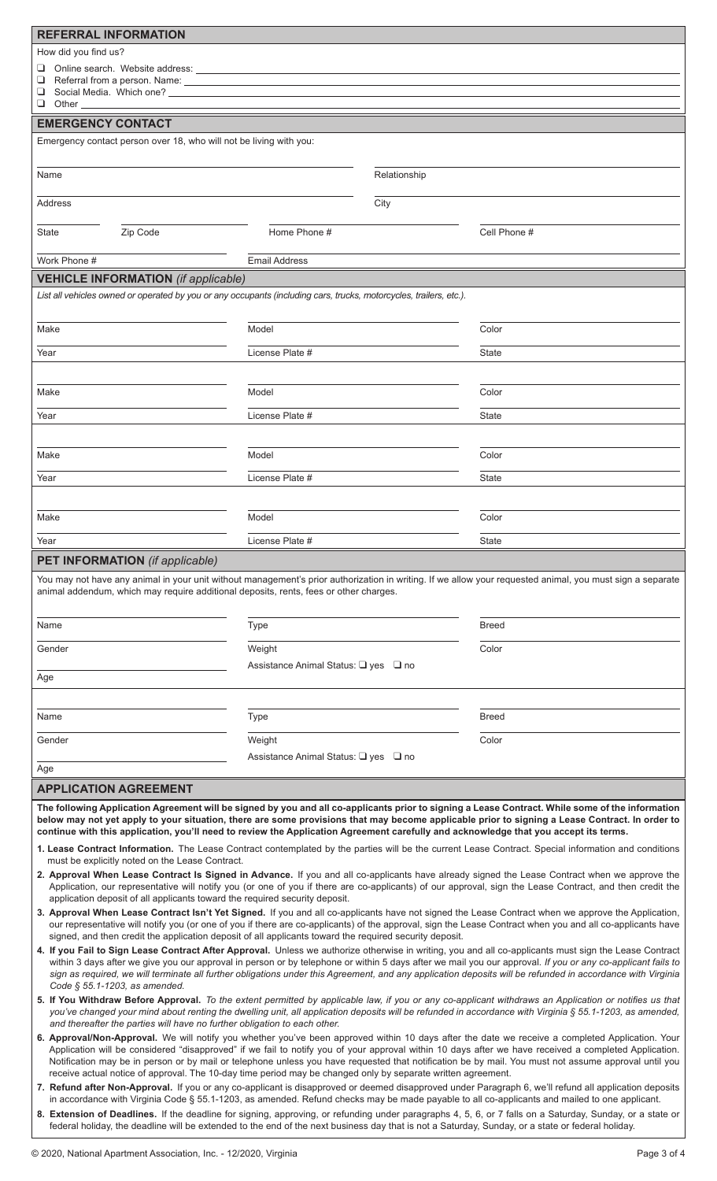## REFERRAL INFORMATION

How did you find us?

- ❑ Online search. Website address: ______
- ❑ Referral from a person. Name: ______
- ❑ Social Media. Which one? ______
- ❑ Other ______

## EMERGENCY CONTACT

Emergency contact person over 18, who will not be living with you:

| | | |
|---|---|---|
| Name | Relationship | |
| Address | City | |
| State / Zip Code | Home Phone # | Cell Phone # |
| Work Phone # | Email Address | |

## VEHICLE INFORMATION *(if applicable)*

*List all vehicles owned or operated by you or any occupants (including cars, trucks, motorcycles, trailers, etc.).*

| | | |
|---|---|---|
| Make | Model | Color |
| Year | License Plate # | State |

| | | |
|---|---|---|
| Make | Model | Color |
| Year | License Plate # | State |

| | | |
|---|---|---|
| Make | Model | Color |
| Year | License Plate # | State |

| | | |
|---|---|---|
| Make | Model | Color |
| Year | License Plate # | State |

## PET INFORMATION *(if applicable)*

You may not have any animal in your unit without management's prior authorization in writing. If we allow your requested animal, you must sign a separate animal addendum, which may require additional deposits, rents, fees or other charges.

| | | |
|---|---|---|
| Name | Type | Breed |
| Gender | Weight | Color |
| Age | Assistance Animal Status: ❑ yes ❑ no | |

| | | |
|---|---|---|
| Name | Type | Breed |
| Gender | Weight | Color |
| Age | Assistance Animal Status: ❑ yes ❑ no | |

## APPLICATION AGREEMENT

**The following Application Agreement will be signed by you and all co-applicants prior to signing a Lease Contract. While some of the information below may not yet apply to your situation, there are some provisions that may become applicable prior to signing a Lease Contract. In order to continue with this application, you'll need to review the Application Agreement carefully and acknowledge that you accept its terms.**

1. **Lease Contract Information.** The Lease Contract contemplated by the parties will be the current Lease Contract. Special information and conditions must be explicitly noted on the Lease Contract.
2. **Approval When Lease Contract Is Signed in Advance.** If you and all co-applicants have already signed the Lease Contract when we approve the Application, our representative will notify you (or one of you if there are co-applicants) of our approval, sign the Lease Contract, and then credit the application deposit of all applicants toward the required security deposit.
3. **Approval When Lease Contract Isn't Yet Signed.** If you and all co-applicants have not signed the Lease Contract when we approve the Application, our representative will notify you (or one of you if there are co-applicants) of the approval, sign the Lease Contract when you and all co-applicants have signed, and then credit the application deposit of all applicants toward the required security deposit.
4. **If You Fail to Sign Lease Contract After Approval.** Unless we authorize otherwise in writing, you and all co-applicants must sign the Lease Contract within 3 days after we give you our approval in person or by telephone or within 5 days after we mail you our approval. *If you or any co-applicant fails to sign as required, we will terminate all further obligations under this Agreement, and any application deposits will be refunded in accordance with Virginia Code § 55.1-1203, as amended.*
5. **If You Withdraw Before Approval.** *To the extent permitted by applicable law, if you or any co-applicant withdraws an Application or notifies us that you've changed your mind about renting the dwelling unit, all application deposits will be refunded in accordance with Virginia § 55.1-1203, as amended, and thereafter the parties will have no further obligation to each other.*
6. **Approval/Non-Approval.** We will notify you whether you've been approved within 10 days after the date we receive a completed Application. Your Application will be considered "disapproved" if we fail to notify you of your approval within 10 days after we have received a completed Application. Notification may be in person or by mail or telephone unless you have requested that notification be by mail. You must not assume approval until you receive actual notice of approval. The 10-day time period may be changed only by separate written agreement.
7. **Refund after Non-Approval.** If you or any co-applicant is disapproved or deemed disapproved under Paragraph 6, we'll refund all application deposits in accordance with Virginia Code § 55.1-1203, as amended. Refund checks may be made payable to all co-applicants and mailed to one applicant.
8. **Extension of Deadlines.** If the deadline for signing, approving, or refunding under paragraphs 4, 5, 6, or 7 falls on a Saturday, Sunday, or a state or federal holiday, the deadline will be extended to the end of the next business day that is not a Saturday, Sunday, or a state or federal holiday.

© 2020, National Apartment Association, Inc. - 12/2020, Virginia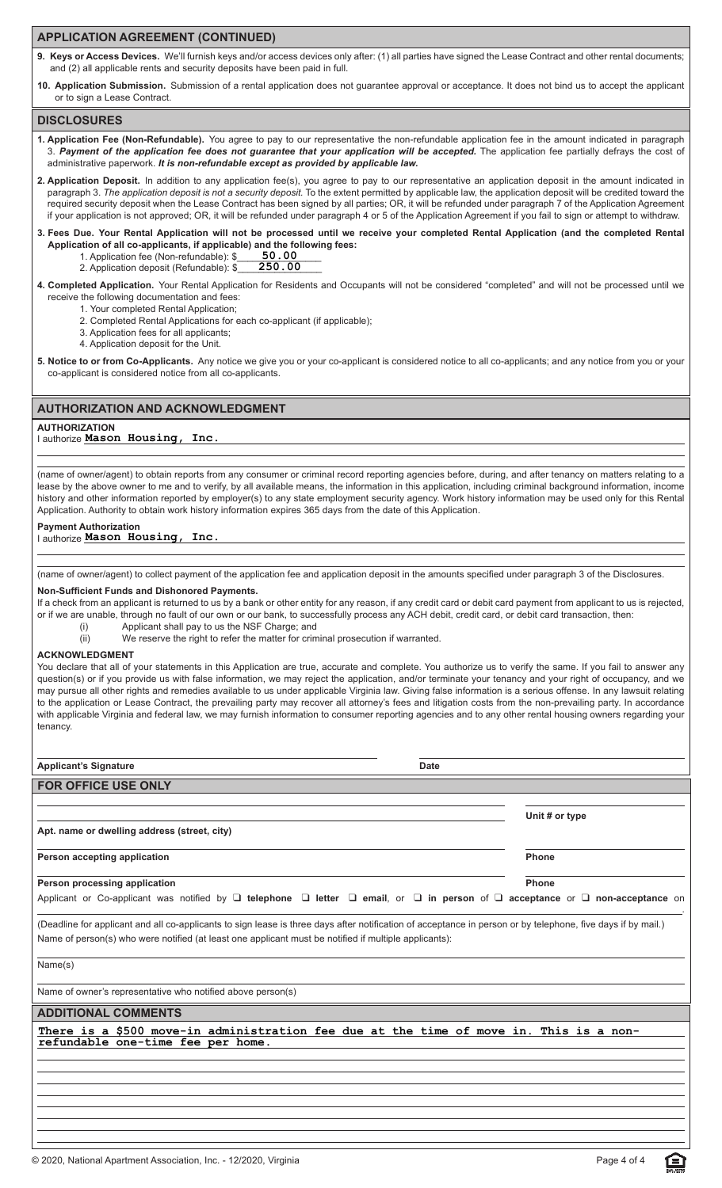## APPLICATION AGREEMENT (CONTINUED)

**9. Keys or Access Devices.** We'll furnish keys and/or access devices only after: (1) all parties have signed the Lease Contract and other rental documents; and (2) all applicable rents and security deposits have been paid in full.

**10. Application Submission.** Submission of a rental application does not guarantee approval or acceptance. It does not bind us to accept the applicant or to sign a Lease Contract.

## DISCLOSURES

**1. Application Fee (Non-Refundable).** You agree to pay to our representative the non-refundable application fee in the amount indicated in paragraph 3. ***Payment of the application fee does not guarantee that your application will be accepted.*** The application fee partially defrays the cost of administrative paperwork. ***It is non-refundable except as provided by applicable law.***

**2. Application Deposit.** In addition to any application fee(s), you agree to pay to our representative an application deposit in the amount indicated in paragraph 3. *The application deposit is not a security deposit.* To the extent permitted by applicable law, the application deposit will be credited toward the required security deposit when the Lease Contract has been signed by all parties; OR, it will be refunded under paragraph 7 of the Application Agreement if your application is not approved; OR, it will be refunded under paragraph 4 or 5 of the Application Agreement if you fail to sign or attempt to withdraw.

**3. Fees Due. Your Rental Application will not be processed until we receive your completed Rental Application (and the completed Rental Application of all co-applicants, if applicable) and the following fees:**

1. Application fee (Non-refundable): $ **50.00**
2. Application deposit (Refundable): $ **250.00**

**4. Completed Application.** Your Rental Application for Residents and Occupants will not be considered "completed" and will not be processed until we receive the following documentation and fees:

1. Your completed Rental Application;
2. Completed Rental Applications for each co-applicant (if applicable);
3. Application fees for all applicants;
4. Application deposit for the Unit.

**5. Notice to or from Co-Applicants.** Any notice we give you or your co-applicant is considered notice to all co-applicants; and any notice from you or your co-applicant is considered notice from all co-applicants.

## AUTHORIZATION AND ACKNOWLEDGMENT

**AUTHORIZATION**

I authorize **Mason Housing, Inc.**

(name of owner/agent) to obtain reports from any consumer or criminal record reporting agencies before, during, and after tenancy on matters relating to a lease by the above owner to me and to verify, by all available means, the information in this application, including criminal background information, income history and other information reported by employer(s) to any state employment security agency. Work history information may be used only for this Rental Application. Authority to obtain work history information expires 365 days from the date of this Application.

**Payment Authorization**

I authorize **Mason Housing, Inc.**

(name of owner/agent) to collect payment of the application fee and application deposit in the amounts specified under paragraph 3 of the Disclosures.

**Non-Sufficient Funds and Dishonored Payments.**

If a check from an applicant is returned to us by a bank or other entity for any reason, if any credit card or debit card payment from applicant to us is rejected, or if we are unable, through no fault of our own or our bank, to successfully process any ACH debit, credit card, or debit card transaction, then:

(i) Applicant shall pay to us the NSF Charge; and
(ii) We reserve the right to refer the matter for criminal prosecution if warranted.

**ACKNOWLEDGMENT**

You declare that all of your statements in this Application are true, accurate and complete. You authorize us to verify the same. If you fail to answer any question(s) or if you provide us with false information, we may reject the application, and/or terminate your tenancy and your right of occupancy, and we may pursue all other rights and remedies available to us under applicable Virginia law. Giving false information is a serious offense. In any lawsuit relating to the application or Lease Contract, the prevailing party may recover all attorney's fees and litigation costs from the non-prevailing party. In accordance with applicable Virginia and federal law, we may furnish information to consumer reporting agencies and to any other rental housing owners regarding your tenancy.

**Applicant's Signature** _______________ **Date** _______________

## FOR OFFICE USE ONLY

**Apt. name or dwelling address (street, city)** _______________ **Unit # or type** _______________

**Person accepting application** _______________ **Phone** _______________

**Person processing application** _______________ **Phone** _______________

Applicant or Co-applicant was notified by ❑ **telephone** ❑ **letter** ❑ **email**, or ❑ **in person** of ❑ **acceptance** or ❑ **non-acceptance** on _______________.

(Deadline for applicant and all co-applicants to sign lease is three days after notification of acceptance in person or by telephone, five days if by mail.)

Name of person(s) who were notified (at least one applicant must be notified if multiple applicants):

Name(s)

Name of owner's representative who notified above person(s)

## ADDITIONAL COMMENTS

**There is a $500 move-in administration fee due at the time of move in. This is a non-refundable one-time fee per home.**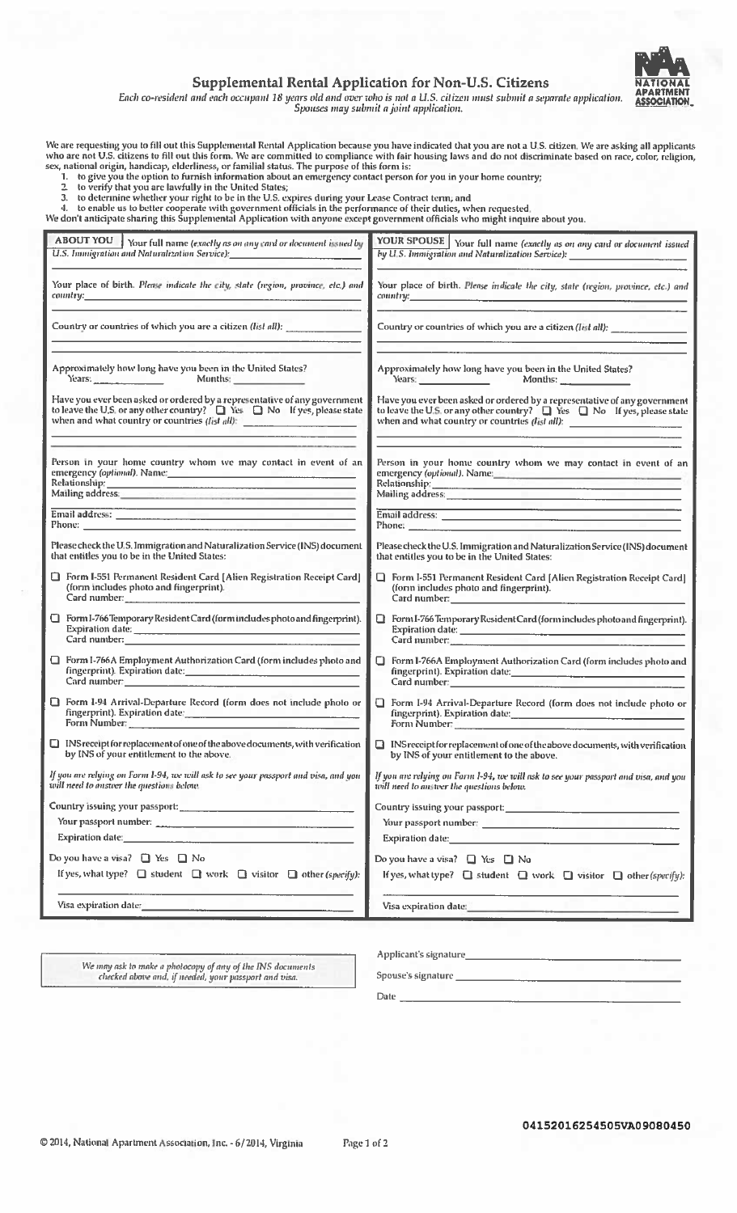# Supplemental Rental Application for Non-U.S. Citizens

*Each co-resident and each occupant 18 years old and over who is not a U.S. citizen must submit a separate application. Spouses may submit a joint application.*

We are requesting you to fill out this Supplemental Rental Application because you have indicated that you are not a U.S. citizen. We are asking all applicants who are not U.S. citizens to fill out this form. We are committed to compliance with fair housing laws and do not discriminate based on race, color, religion, sex, national origin, handicap, elderliness, or familial status. The purpose of this form is:

1. to give you the option to furnish information about an emergency contact person for you in your home country;
2. to verify that you are lawfully in the United States;
3. to determine whether your right to be in the U.S. expires during your Lease Contract term, and
4. to enable us to better cooperate with government officials in the performance of their duties, when requested.

We don't anticipate sharing this Supplemental Application with anyone except government officials who might inquire about you.

| **ABOUT YOU** | **YOUR SPOUSE** |
|---|---|
| Your full name *(exactly as on any card or document issued by U.S. Immigration and Naturalization Service)*: ______ | Your full name *(exactly as on any card or document issued by U.S. Immigration and Naturalization Service)*: ______ |
| Your place of birth. *Please indicate the city, state (region, province, etc.) and country*: ______ | Your place of birth. *Please indicate the city, state (region, province, etc.) and country*: ______ |
| Country or countries of which you are a citizen *(list all)*: ______ | Country or countries of which you are a citizen *(list all)*: ______ |
| Approximately how long have you been in the United States? Years: ______ Months: ______ | Approximately how long have you been in the United States? Years: ______ Months: ______ |
| Have you ever been asked or ordered by a representative of any government to leave the U.S. or any other country? ☐ Yes ☐ No If yes, please state when and what country or countries *(list all)*: ______ | Have you ever been asked or ordered by a representative of any government to leave the U.S. or any other country? ☐ Yes ☐ No If yes, please state when and what country or countries *(list all)*: ______ |
| Person in your home country whom we may contact in event of an emergency *(optional)*. Name: ______ Relationship: ______ Mailing address: ______ Email address: ______ Phone: ______ | Person in your home country whom we may contact in event of an emergency *(optional)*. Name: ______ Relationship: ______ Mailing address: ______ Email address: ______ Phone: ______ |
| Please check the U.S. Immigration and Naturalization Service (INS) document that entitles you to be in the United States: | Please check the U.S. Immigration and Naturalization Service (INS) document that entitles you to be in the United States: |
| ☐ Form I-551 Permanent Resident Card [Alien Registration Receipt Card] (form includes photo and fingerprint). Card number: ______ | ☐ Form I-551 Permanent Resident Card [Alien Registration Receipt Card] (form includes photo and fingerprint). Card number: ______ |
| ☐ Form I-766 Temporary Resident Card (form includes photo and fingerprint). Expiration date: ______ Card number: ______ | ☐ Form I-766 Temporary Resident Card (form includes photo and fingerprint). Expiration date: ______ Card number: ______ |
| ☐ Form I-766A Employment Authorization Card (form includes photo and fingerprint). Expiration date: ______ Card number: ______ | ☐ Form I-766A Employment Authorization Card (form includes photo and fingerprint). Expiration date: ______ Card number: ______ |
| ☐ Form I-94 Arrival-Departure Record (form does not include photo or fingerprint). Expiration date: ______ Form Number: ______ | ☐ Form I-94 Arrival-Departure Record (form does not include photo or fingerprint). Expiration date: ______ Form Number: ______ |
| ☐ INS receipt for replacement of one of the above documents, with verification by INS of your entitlement to the above. | ☐ INS receipt for replacement of one of the above documents, with verification by INS of your entitlement to the above. |
| *If you are relying on Form I-94, we will ask to see your passport and visa, and you will need to answer the questions below.* | *If you are relying on Form I-94, we will ask to see your passport and visa, and you will need to answer the questions below.* |
| Country issuing your passport: ______ Your passport number: ______ Expiration date: ______ | Country issuing your passport: ______ Your passport number: ______ Expiration date: ______ |
| Do you have a visa? ☐ Yes ☐ No If yes, what type? ☐ student ☐ work ☐ visitor ☐ other *(specify)*: ______ Visa expiration date: ______ | Do you have a visa? ☐ Yes ☐ No If yes, what type? ☐ student ☐ work ☐ visitor ☐ other *(specify)*: ______ Visa expiration date: ______ |

*We may ask to make a photocopy of any of the INS documents checked above and, if needed, your passport and visa.*

Applicant's signature ______

Spouse's signature ______

Date ______

04152016254505VA09080450

© 2014, National Apartment Association, Inc. - 6/2014, Virginia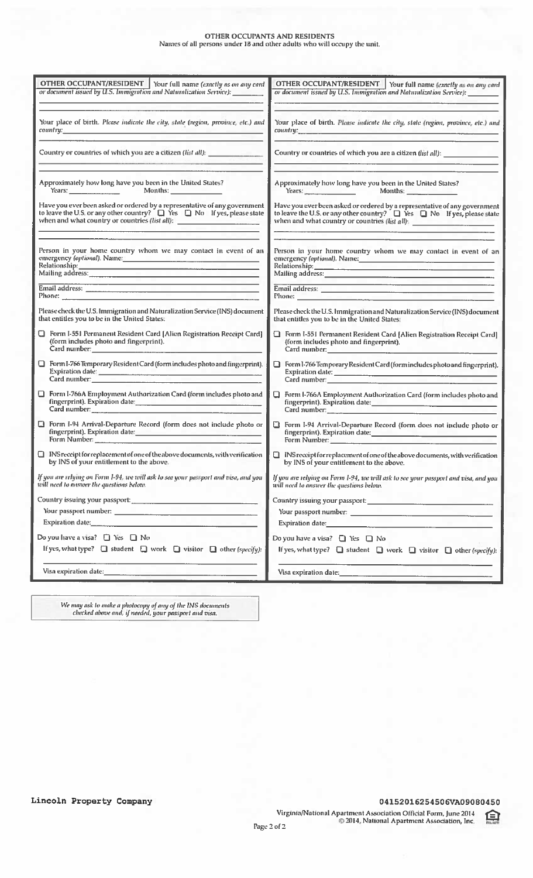# OTHER OCCUPANTS AND RESIDENTS

Names of all persons under 18 and other adults who will occupy the unit.

**OTHER OCCUPANT/RESIDENT** Your full name *(exactly as on any card or document issued by U.S. Immigration and Naturalization Service)*: ________

Your place of birth. *Please indicate the city, state (region, province, etc.) and country*: ________

Country or countries of which you are a citizen *(list all)*: ________

Approximately how long have you been in the United States?
Years: ________ Months: ________

Have you ever been asked or ordered by a representative of any government to leave the U.S. or any other country? ☐ Yes ☐ No If yes, please state when and what country or countries *(list all)*: ________

Person in your home country whom we may contact in event of an emergency *(optional)*. Name: ________
Relationship: ________
Mailing address: ________

Email address: ________
Phone: ________

Please check the U.S. Immigration and Naturalization Service (INS) document that entitles you to be in the United States:

☐ Form I-551 Permanent Resident Card [Alien Registration Receipt Card] (form includes photo and fingerprint).
Card number: ________

☐ Form I-766 Temporary Resident Card (form includes photo and fingerprint).
Expiration date: ________
Card number: ________

☐ Form I-766A Employment Authorization Card (form includes photo and fingerprint). Expiration date: ________
Card number: ________

☐ Form I-94 Arrival-Departure Record (form does not include photo or fingerprint). Expiration date: ________
Form Number: ________

☐ INS receipt for replacement of one of the above documents, with verification by INS of your entitlement to the above.

*If you are relying on Form I-94, we will ask to see your passport and visa, and you will need to answer the questions below.*

Country issuing your passport: ________
Your passport number: ________
Expiration date: ________

Do you have a visa? ☐ Yes ☐ No
If yes, what type? ☐ student ☐ work ☐ visitor ☐ other *(specify)*: ________

Visa expiration date: ________

**OTHER OCCUPANT/RESIDENT** Your full name *(exactly as on any card or document issued by U.S. Immigration and Naturalization Service)*: ________

Your place of birth. *Please indicate the city, state (region, province, etc.) and country*: ________

Country or countries of which you are a citizen *(list all)*: ________

Approximately how long have you been in the United States?
Years: ________ Months: ________

Have you ever been asked or ordered by a representative of any government to leave the U.S. or any other country? ☐ Yes ☐ No If yes, please state when and what country or countries *(list all)*: ________

Person in your home country whom we may contact in event of an emergency *(optional)*. Name: ________
Relationship: ________
Mailing address: ________

Email address: ________
Phone: ________

Please check the U.S. Immigration and Naturalization Service (INS) document that entitles you to be in the United States:

☐ Form I-551 Permanent Resident Card [Alien Registration Receipt Card] (form includes photo and fingerprint).
Card number: ________

☐ Form I-766 Temporary Resident Card (form includes photo and fingerprint).
Expiration date: ________
Card number: ________

☐ Form I-766A Employment Authorization Card (form includes photo and fingerprint). Expiration date: ________
Card number: ________

☐ Form I-94 Arrival-Departure Record (form does not include photo or fingerprint). Expiration date: ________
Form Number: ________

☐ INS receipt for replacement of one of the above documents, with verification by INS of your entitlement to the above.

*If you are relying on Form I-94, we will ask to see your passport and visa, and you will need to answer the questions below.*

Country issuing your passport: ________
Your passport number: ________
Expiration date: ________

Do you have a visa? ☐ Yes ☐ No
If yes, what type? ☐ student ☐ work ☐ visitor ☐ other *(specify)*: ________

Visa expiration date: ________

*We may ask to make a photocopy of any of the INS documents checked above and, if needed, your passport and visa.*

Lincoln Property Company

04152016254506VA09080450

Virginia/National Apartment Association Official Form, June 2014
© 2014, National Apartment Association, Inc.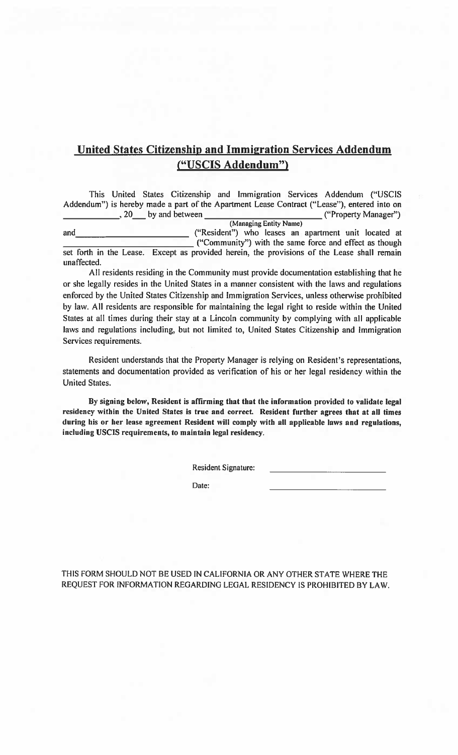## United States Citizenship and Immigration Services Addendum ("USCIS Addendum")

This United States Citizenship and Immigration Services Addendum ("USCIS Addendum") is hereby made a part of the Apartment Lease Contract ("Lease"), entered into on \_\_\_\_\_\_\_\_\_\_\_\_, 20\_\_\_ by and between \_\_\_\_\_\_\_\_\_\_\_\_\_\_\_\_\_\_\_\_\_\_\_\_\_\_ (Managing Entity Name) ("Property Manager") and \_\_\_\_\_\_\_\_\_\_\_\_\_\_\_\_\_\_\_\_\_\_\_\_\_\_ ("Resident") who leases an apartment unit located at \_\_\_\_\_\_\_\_\_\_\_\_\_\_\_\_\_\_\_\_\_\_\_\_\_\_ ("Community") with the same force and effect as though set forth in the Lease. Except as provided herein, the provisions of the Lease shall remain unaffected.

All residents residing in the Community must provide documentation establishing that he or she legally resides in the United States in a manner consistent with the laws and regulations enforced by the United States Citizenship and Immigration Services, unless otherwise prohibited by law. All residents are responsible for maintaining the legal right to reside within the United States at all times during their stay at a Lincoln community by complying with all applicable laws and regulations including, but not limited to, United States Citizenship and Immigration Services requirements.

Resident understands that the Property Manager is relying on Resident's representations, statements and documentation provided as verification of his or her legal residency within the United States.

**By signing below, Resident is affirming that that the information provided to validate legal residency within the United States is true and correct. Resident further agrees that at all times during his or her lease agreement Resident will comply with all applicable laws and regulations, including USCIS requirements, to maintain legal residency.**

Resident Signature: \_\_\_\_\_\_\_\_\_\_\_\_\_\_\_\_\_\_\_\_\_\_\_\_\_\_

Date: \_\_\_\_\_\_\_\_\_\_\_\_\_\_\_\_\_\_\_\_\_\_\_\_\_\_

THIS FORM SHOULD NOT BE USED IN CALIFORNIA OR ANY OTHER STATE WHERE THE REQUEST FOR INFORMATION REGARDING LEGAL RESIDENCY IS PROHIBITED BY LAW.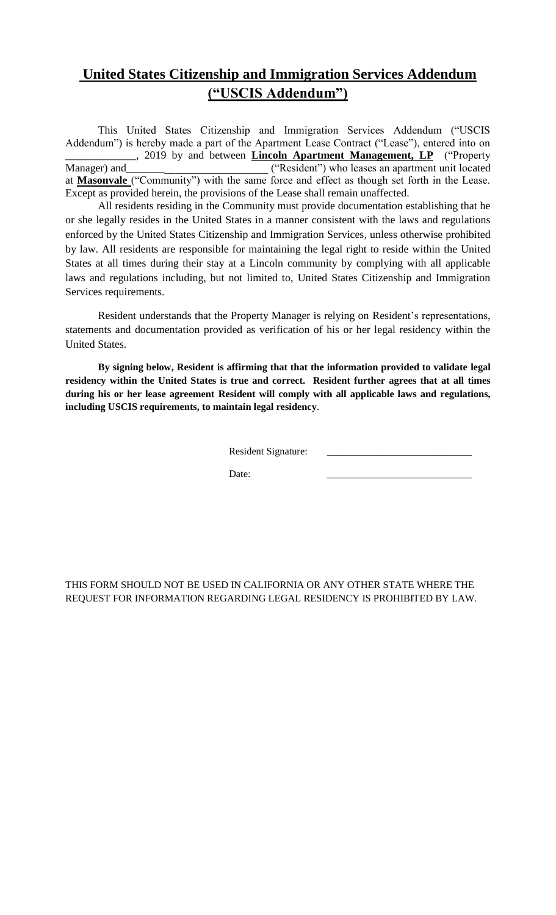# United States Citizenship and Immigration Services Addendum ("USCIS Addendum")

This United States Citizenship and Immigration Services Addendum ("USCIS Addendum") is hereby made a part of the Apartment Lease Contract ("Lease"), entered into on _____________, 2019 by and between **Lincoln Apartment Management, LP** ("Property Manager) and_______ __________________ ("Resident") who leases an apartment unit located at **Masonvale** ("Community") with the same force and effect as though set forth in the Lease. Except as provided herein, the provisions of the Lease shall remain unaffected.

All residents residing in the Community must provide documentation establishing that he or she legally resides in the United States in a manner consistent with the laws and regulations enforced by the United States Citizenship and Immigration Services, unless otherwise prohibited by law. All residents are responsible for maintaining the legal right to reside within the United States at all times during their stay at a Lincoln community by complying with all applicable laws and regulations including, but not limited to, United States Citizenship and Immigration Services requirements.

Resident understands that the Property Manager is relying on Resident's representations, statements and documentation provided as verification of his or her legal residency within the United States.

**By signing below, Resident is affirming that that the information provided to validate legal residency within the United States is true and correct. Resident further agrees that at all times during his or her lease agreement Resident will comply with all applicable laws and regulations, including USCIS requirements, to maintain legal residency**.

Resident Signature: ____________________________

Date: ____________________________

THIS FORM SHOULD NOT BE USED IN CALIFORNIA OR ANY OTHER STATE WHERE THE REQUEST FOR INFORMATION REGARDING LEGAL RESIDENCY IS PROHIBITED BY LAW.